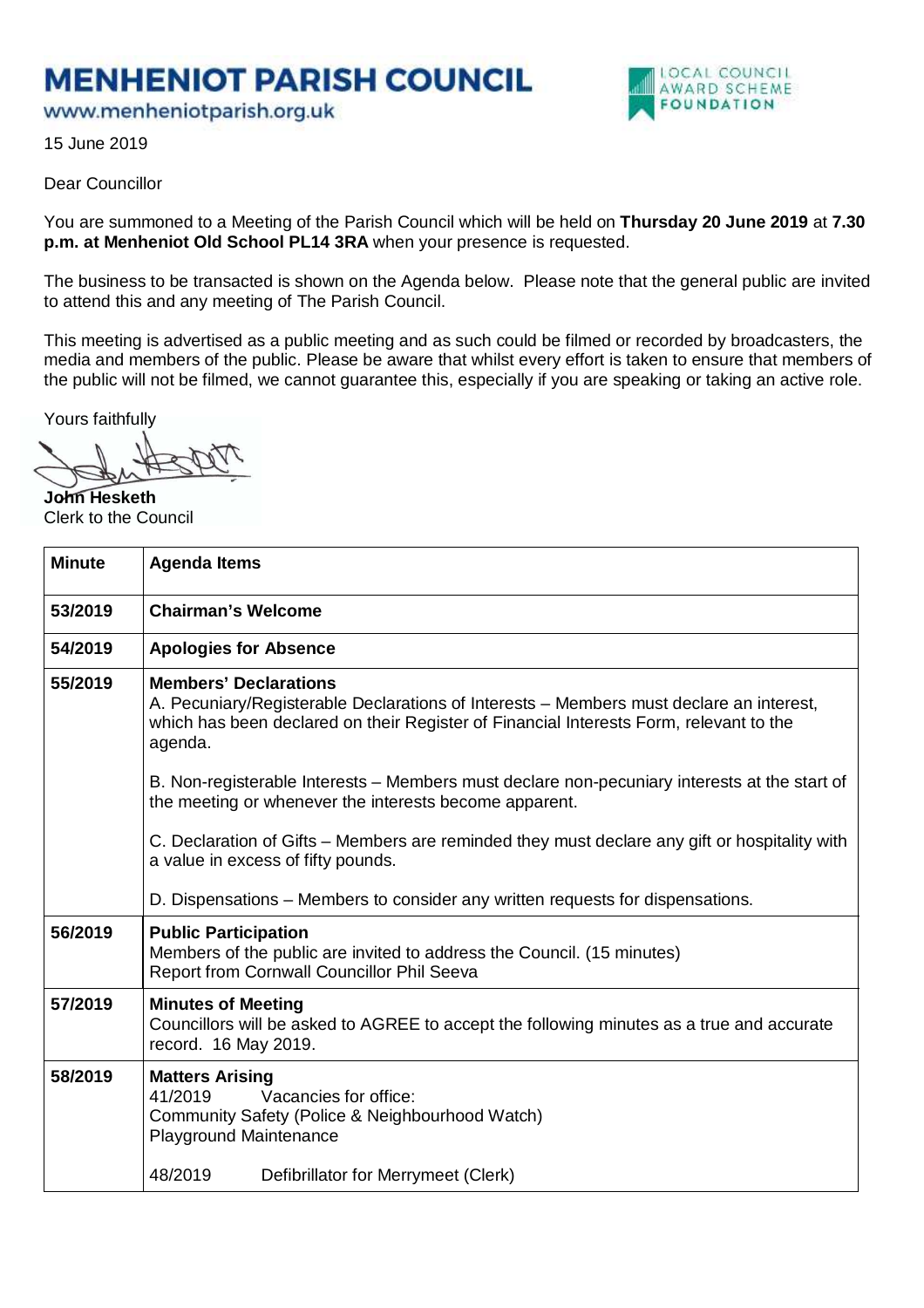# MENHENIOT PARISH COUNCIL

www.menheniotparish.org.uk

LOCAL COUNCIL AWARD SCHEME FOUNDATION

15 June 2019

Dear Councillor

You are summoned to a Meeting of the Parish Council which will be held on **Thursday 20 June 2019** at **7.30 p.m. at Menheniot Old School PL14 3RA** when your presence is requested.

The business to be transacted is shown on the Agenda below. Please note that the general public are invited to attend this and any meeting of The Parish Council.

This meeting is advertised as a public meeting and as such could be filmed or recorded by broadcasters, the media and members of the public. Please be aware that whilst every effort is taken to ensure that members of the public will not be filmed, we cannot guarantee this, especially if you are speaking or taking an active role.

Yours faithfully

**John Hesketh**
Clerk to the Council

| Minute | Agenda Items |
|---|---|
| 53/2019 | **Chairman's Welcome** |
| 54/2019 | **Apologies for Absence** |
| 55/2019 | **Members' Declarations**<br>A. Pecuniary/Registerable Declarations of Interests – Members must declare an interest, which has been declared on their Register of Financial Interests Form, relevant to the agenda.<br><br>B. Non-registerable Interests – Members must declare non-pecuniary interests at the start of the meeting or whenever the interests become apparent.<br><br>C. Declaration of Gifts – Members are reminded they must declare any gift or hospitality with a value in excess of fifty pounds.<br><br>D. Dispensations – Members to consider any written requests for dispensations. |
| 56/2019 | **Public Participation**<br>Members of the public are invited to address the Council. (15 minutes)<br>Report from Cornwall Councillor Phil Seeva |
| 57/2019 | **Minutes of Meeting**<br>Councillors will be asked to AGREE to accept the following minutes as a true and accurate record. 16 May 2019. |
| 58/2019 | **Matters Arising**<br>41/2019 Vacancies for office:<br>Community Safety (Police & Neighbourhood Watch)<br>Playground Maintenance<br><br>48/2019 Defibrillator for Merrymeet (Clerk) |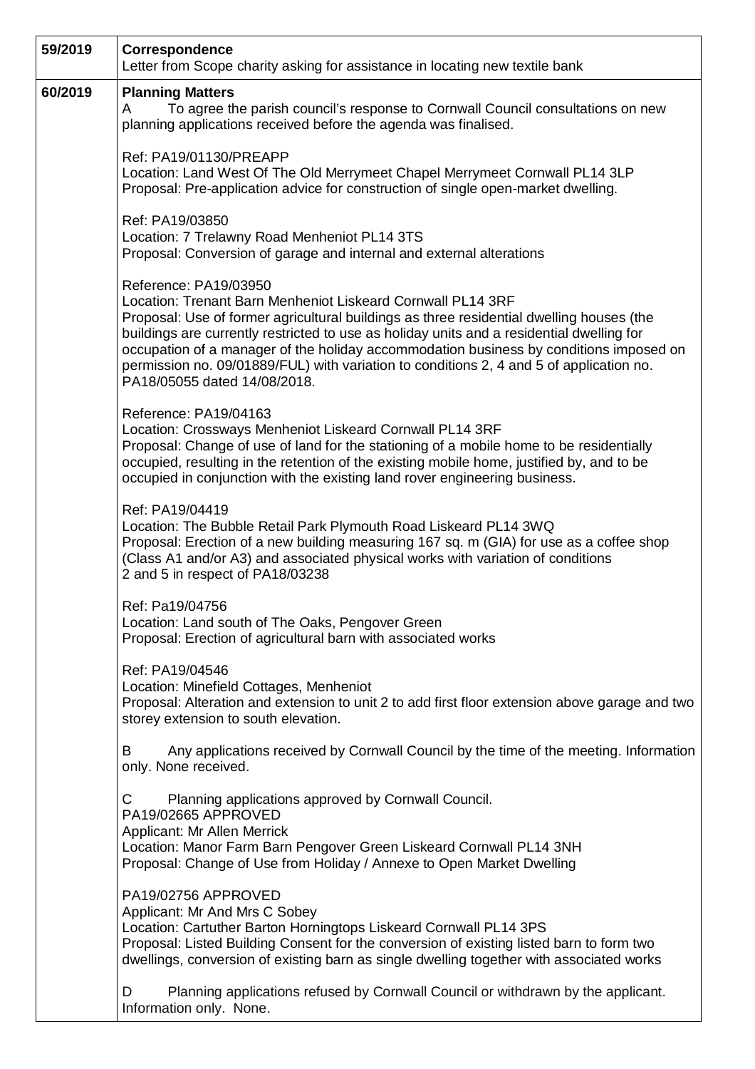| | |
|---|---|
| 59/2019 | **Correspondence**<br>Letter from Scope charity asking for assistance in locating new textile bank |
| 60/2019 | **Planning Matters**<br>A To agree the parish council's response to Cornwall Council consultations on new planning applications received before the agenda was finalised.<br><br>Ref: PA19/01130/PREAPP<br>Location: Land West Of The Old Merrymeet Chapel Merrymeet Cornwall PL14 3LP<br>Proposal: Pre-application advice for construction of single open-market dwelling.<br><br>Ref: PA19/03850<br>Location: 7 Trelawny Road Menheniot PL14 3TS<br>Proposal: Conversion of garage and internal and external alterations<br><br>Reference: PA19/03950<br>Location: Trenant Barn Menheniot Liskeard Cornwall PL14 3RF<br>Proposal: Use of former agricultural buildings as three residential dwelling houses (the buildings are currently restricted to use as holiday units and a residential dwelling for occupation of a manager of the holiday accommodation business by conditions imposed on permission no. 09/01889/FUL) with variation to conditions 2, 4 and 5 of application no. PA18/05055 dated 14/08/2018.<br><br>Reference: PA19/04163<br>Location: Crossways Menheniot Liskeard Cornwall PL14 3RF<br>Proposal: Change of use of land for the stationing of a mobile home to be residentially occupied, resulting in the retention of the existing mobile home, justified by, and to be occupied in conjunction with the existing land rover engineering business.<br><br>Ref: PA19/04419<br>Location: The Bubble Retail Park Plymouth Road Liskeard PL14 3WQ<br>Proposal: Erection of a new building measuring 167 sq. m (GIA) for use as a coffee shop (Class A1 and/or A3) and associated physical works with variation of conditions 2 and 5 in respect of PA18/03238<br><br>Ref: Pa19/04756<br>Location: Land south of The Oaks, Pengover Green<br>Proposal: Erection of agricultural barn with associated works<br><br>Ref: PA19/04546<br>Location: Minefield Cottages, Menheniot<br>Proposal: Alteration and extension to unit 2 to add first floor extension above garage and two storey extension to south elevation.<br><br>B Any applications received by Cornwall Council by the time of the meeting. Information only. None received.<br><br>C Planning applications approved by Cornwall Council.<br>PA19/02665 APPROVED<br>Applicant: Mr Allen Merrick<br>Location: Manor Farm Barn Pengover Green Liskeard Cornwall PL14 3NH<br>Proposal: Change of Use from Holiday / Annexe to Open Market Dwelling<br><br>PA19/02756 APPROVED<br>Applicant: Mr And Mrs C Sobey<br>Location: Cartuther Barton Horningtops Liskeard Cornwall PL14 3PS<br>Proposal: Listed Building Consent for the conversion of existing listed barn to form two dwellings, conversion of existing barn as single dwelling together with associated works<br><br>D Planning applications refused by Cornwall Council or withdrawn by the applicant. Information only. None. |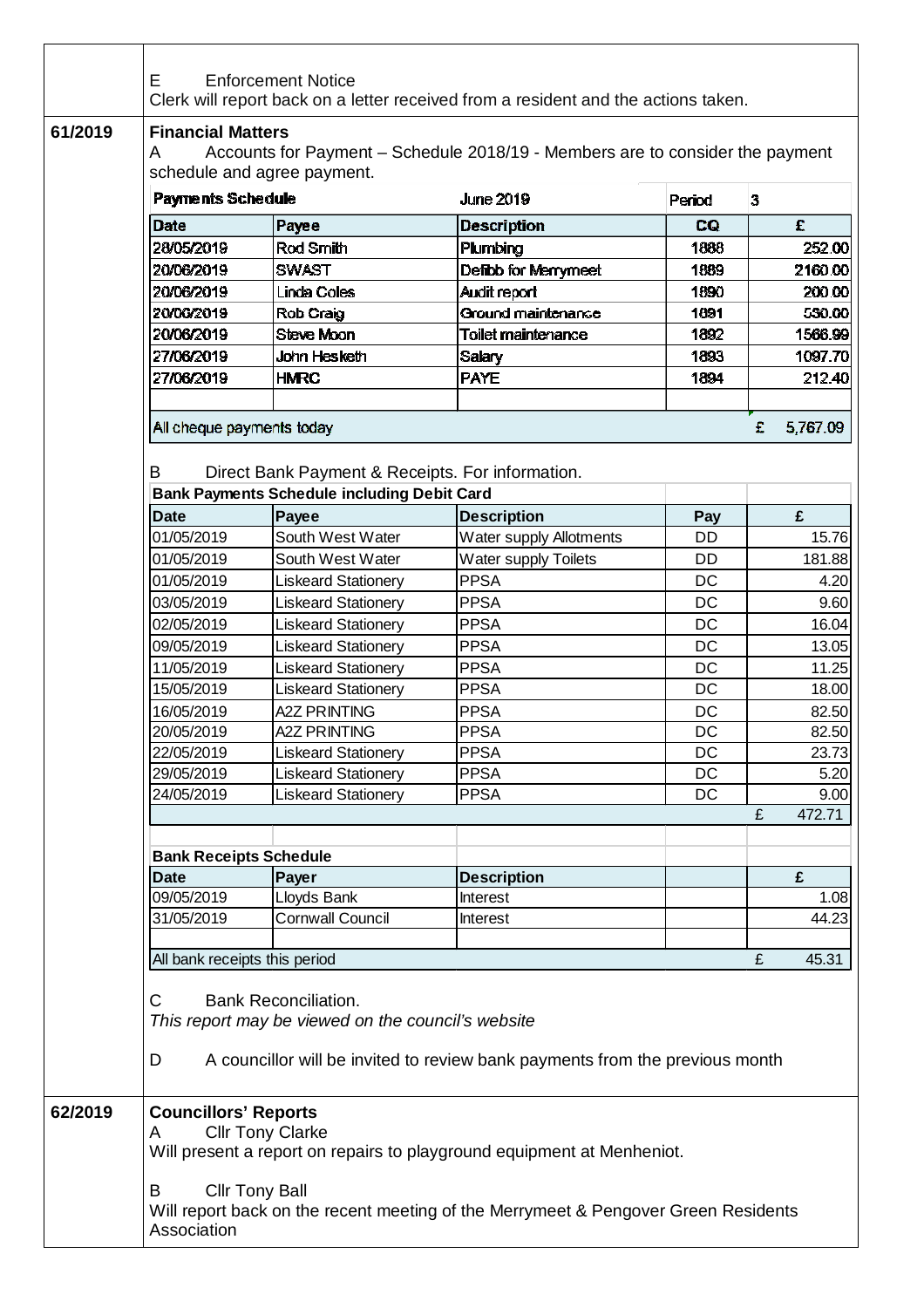E Enforcement Notice
Clerk will report back on a letter received from a resident and the actions taken.

## 61/2019 Financial Matters

A Accounts for Payment – Schedule 2018/19 - Members are to consider the payment schedule and agree payment.

| Payments Schedule | | June 2019 | Period | 3 |
|---|---|---|---|---|
| **Date** | **Payee** | **Description** | **CQ** | **£** |
| 28/05/2019 | Rod Smith | Plumbing | 1888 | 252.00 |
| 20/06/2019 | SWAST | Defibb for Merrymeet | 1889 | 2160.00 |
| 20/06/2019 | Linda Coles | Audit report | 1890 | 200.00 |
| 20/06/2019 | Rob Craig | Ground maintenance | 1891 | 530.00 |
| 20/06/2019 | Steve Moon | Toilet maintenance | 1892 | 1566.99 |
| 27/06/2019 | John Hesketh | Salary | 1893 | 1097.70 |
| 27/06/2019 | HMRC | PAYE | 1894 | 212.40 |
| | | | | |
| All cheque payments today | | | | £ 5,767.09 |

B Direct Bank Payment & Receipts. For information.

| Bank Payments Schedule including Debit Card | | | | |
|---|---|---|---|---|
| **Date** | **Payee** | **Description** | **Pay** | **£** |
| 01/05/2019 | South West Water | Water supply Allotments | DD | 15.76 |
| 01/05/2019 | South West Water | Water supply Toilets | DD | 181.88 |
| 01/05/2019 | Liskeard Stationery | PPSA | DC | 4.20 |
| 03/05/2019 | Liskeard Stationery | PPSA | DC | 9.60 |
| 02/05/2019 | Liskeard Stationery | PPSA | DC | 16.04 |
| 09/05/2019 | Liskeard Stationery | PPSA | DC | 13.05 |
| 11/05/2019 | Liskeard Stationery | PPSA | DC | 11.25 |
| 15/05/2019 | Liskeard Stationery | PPSA | DC | 18.00 |
| 16/05/2019 | A2Z PRINTING | PPSA | DC | 82.50 |
| 20/05/2019 | A2Z PRINTING | PPSA | DC | 82.50 |
| 22/05/2019 | Liskeard Stationery | PPSA | DC | 23.73 |
| 29/05/2019 | Liskeard Stationery | PPSA | DC | 5.20 |
| 24/05/2019 | Liskeard Stationery | PPSA | DC | 9.00 |
| | | | | £ 472.71 |

| Bank Receipts Schedule | | | | |
|---|---|---|---|---|
| **Date** | **Payer** | **Description** | | **£** |
| 09/05/2019 | Lloyds Bank | Interest | | 1.08 |
| 31/05/2019 | Cornwall Council | Interest | | 44.23 |
| | | | | |
| All bank receipts this period | | | | £ 45.31 |

C Bank Reconciliation.
*This report may be viewed on the council's website*

D A councillor will be invited to review bank payments from the previous month

## 62/2019 Councillors' Reports

A Cllr Tony Clarke
Will present a report on repairs to playground equipment at Menheniot.

B Cllr Tony Ball
Will report back on the recent meeting of the Merrymeet & Pengover Green Residents Association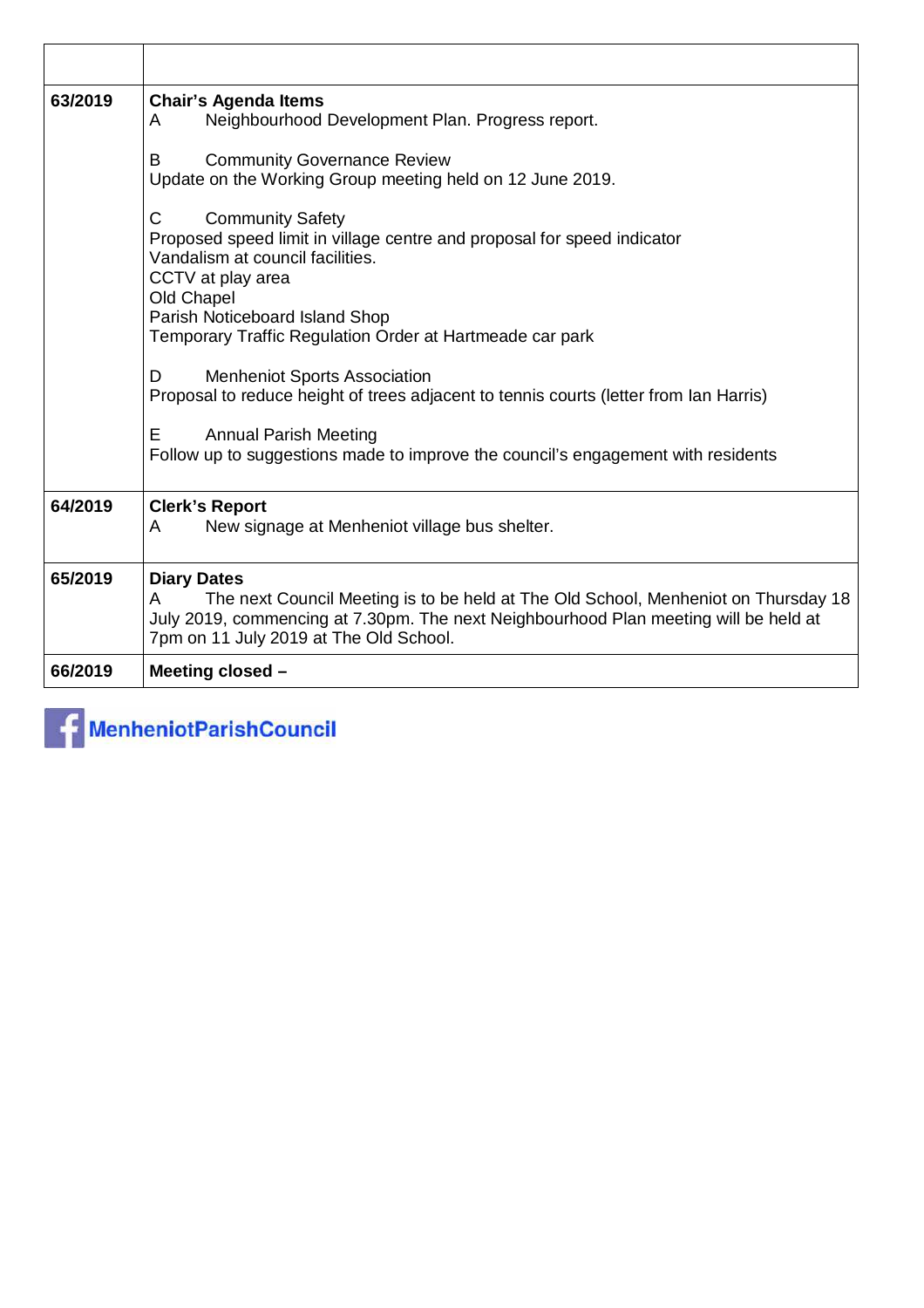| | |
|---|---|
| 63/2019 | **Chair's Agenda Items**<br>A Neighbourhood Development Plan. Progress report.<br><br>B Community Governance Review<br>Update on the Working Group meeting held on 12 June 2019.<br><br>C Community Safety<br>Proposed speed limit in village centre and proposal for speed indicator<br>Vandalism at council facilities.<br>CCTV at play area<br>Old Chapel<br>Parish Noticeboard Island Shop<br>Temporary Traffic Regulation Order at Hartmeade car park<br><br>D Menheniot Sports Association<br>Proposal to reduce height of trees adjacent to tennis courts (letter from Ian Harris)<br><br>E Annual Parish Meeting<br>Follow up to suggestions made to improve the council's engagement with residents |
| 64/2019 | **Clerk's Report**<br>A New signage at Menheniot village bus shelter. |
| 65/2019 | **Diary Dates**<br>A The next Council Meeting is to be held at The Old School, Menheniot on Thursday 18 July 2019, commencing at 7.30pm. The next Neighbourhood Plan meeting will be held at 7pm on 11 July 2019 at The Old School. |
| 66/2019 | **Meeting closed –** |

MenheniotParishCouncil